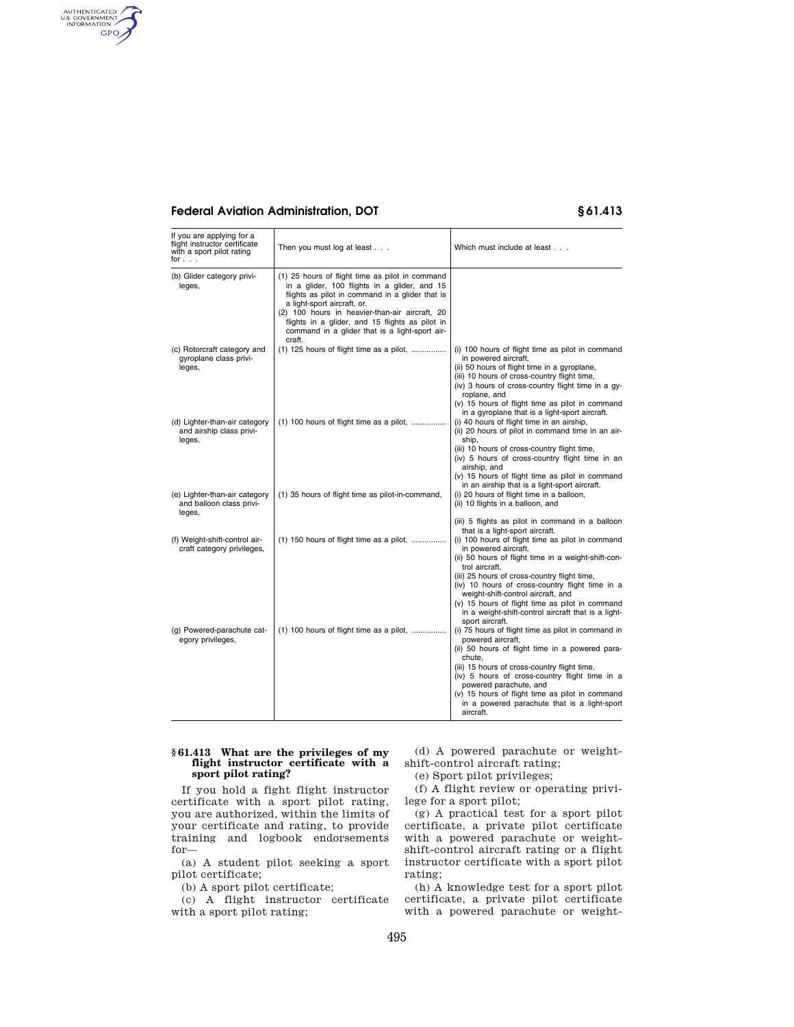| If you are applying for a flight instructor certificate with a sport pilot rating for . . . | Then you must log at least . . . | Which must include at least . . . |
|---|---|---|
| (b) Glider category privileges, | (1) 25 hours of flight time as pilot in command in a glider, 100 flights in a glider, and 15 flights as pilot in command in a glider that is a light-sport aircraft, or. (2) 100 hours in heavier-than-air aircraft, 20 flights in a glider, and 15 flights as pilot in command in a glider that is a light-sport aircraft. | |
| (c) Rotorcraft category and gyroplane class privileges, | (1) 125 hours of flight time as a pilot, ................ | (i) 100 hours of flight time as pilot in command in powered aircraft, (ii) 50 hours of flight time in a gyroplane, (iii) 10 hours of cross-country flight time, (iv) 3 hours of cross-country flight time in a gyroplane, and (v) 15 hours of flight time as pilot in command in a gyroplane that is a light-sport aircraft. |
| (d) Lighter-than-air category and airship class privileges, | (1) 100 hours of flight time as a pilot, ................ | (i) 40 hours of flight time in an airship, (ii) 20 hours of pilot in command time in an airship, (iii) 10 hours of cross-country flight time, (iv) 5 hours of cross-country flight time in an airship, and (v) 15 hours of flight time as pilot in command in an airship that is a light-sport aircraft. |
| (e) Lighter-than-air category and balloon class privileges, | (1) 35 hours of flight time as pilot-in-command, | (i) 20 hours of flight time in a balloon, (ii) 10 flights in a balloon, and (iii) 5 flights as pilot in command in a balloon that is a light-sport aircraft. |
| (f) Weight-shift-control aircraft category privileges, | (1) 150 hours of flight time as a pilot, ................ | (i) 100 hours of flight time as pilot in command in powered aircraft, (ii) 50 hours of flight time in a weight-shift-control aircraft, (iii) 25 hours of cross-country flight time, (iv) 10 hours of cross-country flight time in a weight-shift-control aircraft, and (v) 15 hours of flight time as pilot in command in a weight-shift-control aircraft that is a light-sport aircraft. |
| (g) Powered-parachute category privileges, | (1) 100 hours of flight time as a pilot, ................ | (i) 75 hours of flight time as pilot in command in powered aircraft, (ii) 50 hours of flight time in a powered parachute, (iii) 15 hours of cross-country flight time, (iv) 5 hours of cross-country flight time in a powered parachute, and (v) 15 hours of flight time as pilot in command in a powered parachute that is a light-sport aircraft. |

### § 61.413 What are the privileges of my flight instructor certificate with a sport pilot rating?

If you hold a fight flight instructor certificate with a sport pilot rating, you are authorized, within the limits of your certificate and rating, to provide training and logbook endorsements for—

(a) A student pilot seeking a sport pilot certificate;

(b) A sport pilot certificate;

(c) A flight instructor certificate with a sport pilot rating;

(d) A powered parachute or weight-shift-control aircraft rating;

(e) Sport pilot privileges;

(f) A flight review or operating privilege for a sport pilot;

(g) A practical test for a sport pilot certificate, a private pilot certificate with a powered parachute or weight-shift-control aircraft rating or a flight instructor certificate with a sport pilot rating;

(h) A knowledge test for a sport pilot certificate, a private pilot certificate with a powered parachute or weight-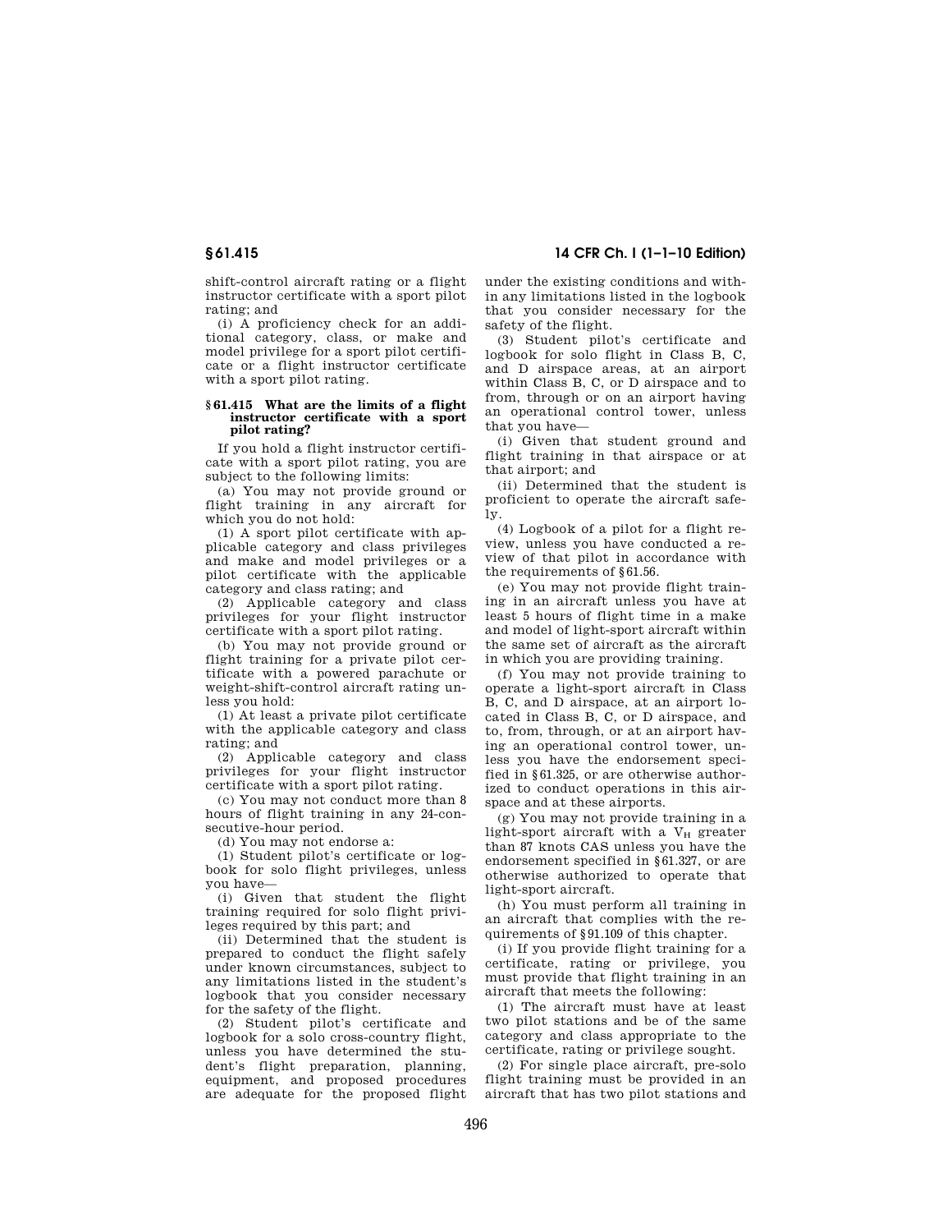shift-control aircraft rating or a flight instructor certificate with a sport pilot rating; and

(i) A proficiency check for an additional category, class, or make and model privilege for a sport pilot certificate or a flight instructor certificate with a sport pilot rating.

### § 61.415 What are the limits of a flight instructor certificate with a sport pilot rating?

If you hold a flight instructor certificate with a sport pilot rating, you are subject to the following limits:

(a) You may not provide ground or flight training in any aircraft for which you do not hold:

(1) A sport pilot certificate with applicable category and class privileges and make and model privileges or a pilot certificate with the applicable category and class rating; and

(2) Applicable category and class privileges for your flight instructor certificate with a sport pilot rating.

(b) You may not provide ground or flight training for a private pilot certificate with a powered parachute or weight-shift-control aircraft rating unless you hold:

(1) At least a private pilot certificate with the applicable category and class rating; and

(2) Applicable category and class privileges for your flight instructor certificate with a sport pilot rating.

(c) You may not conduct more than 8 hours of flight training in any 24-consecutive-hour period.

(d) You may not endorse a:

(1) Student pilot's certificate or logbook for solo flight privileges, unless you have—

(i) Given that student the flight training required for solo flight privileges required by this part; and

(ii) Determined that the student is prepared to conduct the flight safely under known circumstances, subject to any limitations listed in the student's logbook that you consider necessary for the safety of the flight.

(2) Student pilot's certificate and logbook for a solo cross-country flight, unless you have determined the student's flight preparation, planning, equipment, and proposed procedures are adequate for the proposed flight under the existing conditions and within any limitations listed in the logbook that you consider necessary for the safety of the flight.

(3) Student pilot's certificate and logbook for solo flight in Class B, C, and D airspace areas, at an airport within Class B, C, or D airspace and to from, through or on an airport having an operational control tower, unless that you have—

(i) Given that student ground and flight training in that airspace or at that airport; and

(ii) Determined that the student is proficient to operate the aircraft safely.

(4) Logbook of a pilot for a flight review, unless you have conducted a review of that pilot in accordance with the requirements of § 61.56.

(e) You may not provide flight training in an aircraft unless you have at least 5 hours of flight time in a make and model of light-sport aircraft within the same set of aircraft as the aircraft in which you are providing training.

(f) You may not provide training to operate a light-sport aircraft in Class B, C, and D airspace, at an airport located in Class B, C, or D airspace, and to, from, through, or at an airport having an operational control tower, unless you have the endorsement specified in § 61.325, or are otherwise authorized to conduct operations in this airspace and at these airports.

(g) You may not provide training in a light-sport aircraft with a $V_H$ greater than 87 knots CAS unless you have the endorsement specified in § 61.327, or are otherwise authorized to operate that light-sport aircraft.

(h) You must perform all training in an aircraft that complies with the requirements of § 91.109 of this chapter.

(i) If you provide flight training for a certificate, rating or privilege, you must provide that flight training in an aircraft that meets the following:

(1) The aircraft must have at least two pilot stations and be of the same category and class appropriate to the certificate, rating or privilege sought.

(2) For single place aircraft, pre-solo flight training must be provided in an aircraft that has two pilot stations and